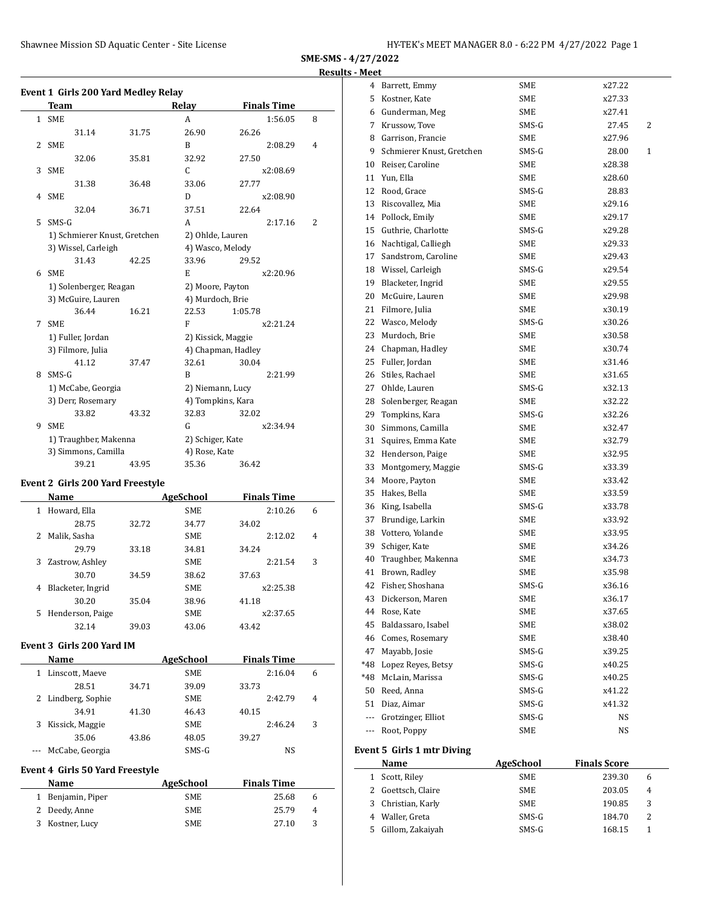SME-SMS - 4/27/2022

Results - Meet

## Event 1 Girls 200 Yard Medley Relay

| | Team | | Relay | Finals Time | |
|---|---|---|---|---|---|
| 1 | SME | | A | 1:56.05 | 8 |
| | 31.14 | 31.75 | 26.90 | 26.26 | |
| 2 | SME | | B | 2:08.29 | 4 |
| | 32.06 | 35.81 | 32.92 | 27.50 | |
| 3 | SME | | C | x2:08.69 | |
| | 31.38 | 36.48 | 33.06 | 27.77 | |
| 4 | SME | | D | x2:08.90 | |
| | 32.04 | 36.71 | 37.51 | 22.64 | |
| 5 | SMS-G | | A | 2:17.16 | 2 |
| | 1) Schmierer Knust, Gretchen | | 2) Ohlde, Lauren | | |
| | 3) Wissel, Carleigh | | 4) Wasco, Melody | | |
| | 31.43 | 42.25 | 33.96 | 29.52 | |
| 6 | SME | | E | x2:20.96 | |
| | 1) Solenberger, Reagan | | 2) Moore, Payton | | |
| | 3) McGuire, Lauren | | 4) Murdoch, Brie | | |
| | 36.44 | 16.21 | 22.53 | 1:05.78 | |
| 7 | SME | | F | x2:21.24 | |
| | 1) Fuller, Jordan | | 2) Kissick, Maggie | | |
| | 3) Filmore, Julia | | 4) Chapman, Hadley | | |
| | 41.12 | 37.47 | 32.61 | 30.04 | |
| 8 | SMS-G | | B | 2:21.99 | |
| | 1) McCabe, Georgia | | 2) Niemann, Lucy | | |
| | 3) Derr, Rosemary | | 4) Tompkins, Kara | | |
| | 33.82 | 43.32 | 32.83 | 32.02 | |
| 9 | SME | | G | x2:34.94 | |
| | 1) Traughber, Makenna | | 2) Schiger, Kate | | |
| | 3) Simmons, Camilla | | 4) Rose, Kate | | |
| | 39.21 | 43.95 | 35.36 | 36.42 | |

## Event 2 Girls 200 Yard Freestyle

| | Name | | AgeSchool | Finals Time | |
|---|---|---|---|---|---|
| 1 | Howard, Ella | | SME | 2:10.26 | 6 |
| | 28.75 | 32.72 | 34.77 | 34.02 | |
| 2 | Malik, Sasha | | SME | 2:12.02 | 4 |
| | 29.79 | 33.18 | 34.81 | 34.24 | |
| 3 | Zastrow, Ashley | | SME | 2:21.54 | 3 |
| | 30.70 | 34.59 | 38.62 | 37.63 | |
| 4 | Blacketer, Ingrid | | SME | x2:25.38 | |
| | 30.20 | 35.04 | 38.96 | 41.18 | |
| 5 | Henderson, Paige | | SME | x2:37.65 | |
| | 32.14 | 39.03 | 43.06 | 43.42 | |

## Event 3 Girls 200 Yard IM

| | Name | | AgeSchool | Finals Time | |
|---|---|---|---|---|---|
| 1 | Linscott, Maeve | | SME | 2:16.04 | 6 |
| | 28.51 | 34.71 | 39.09 | 33.73 | |
| 2 | Lindberg, Sophie | | SME | 2:42.79 | 4 |
| | 34.91 | 41.30 | 46.43 | 40.15 | |
| 3 | Kissick, Maggie | | SME | 2:46.24 | 3 |
| | 35.06 | 43.86 | 48.05 | 39.27 | |
| --- | McCabe, Georgia | | SMS-G | NS | |

## Event 4 Girls 50 Yard Freestyle

| | Name | AgeSchool | Finals Time | |
|---|---|---|---|---|
| 1 | Benjamin, Piper | SME | 25.68 | 6 |
| 2 | Deedy, Anne | SME | 25.79 | 4 |
| 3 | Kostner, Lucy | SME | 27.10 | 3 |
| 4 | Barrett, Emmy | SME | x27.22 | |
| 5 | Kostner, Kate | SME | x27.33 | |
| 6 | Gunderman, Meg | SME | x27.41 | |
| 7 | Krussow, Tove | SMS-G | 27.45 | 2 |
| 8 | Garrison, Francie | SME | x27.96 | |
| 9 | Schmierer Knust, Gretchen | SMS-G | 28.00 | 1 |
| 10 | Reiser, Caroline | SME | x28.38 | |
| 11 | Yun, Ella | SME | x28.60 | |
| 12 | Rood, Grace | SMS-G | 28.83 | |
| 13 | Riscovallez, Mia | SME | x29.16 | |
| 14 | Pollock, Emily | SME | x29.17 | |
| 15 | Guthrie, Charlotte | SMS-G | x29.28 | |
| 16 | Nachtigal, Calliegh | SME | x29.33 | |
| 17 | Sandstrom, Caroline | SME | x29.43 | |
| 18 | Wissel, Carleigh | SMS-G | x29.54 | |
| 19 | Blacketer, Ingrid | SME | x29.55 | |
| 20 | McGuire, Lauren | SME | x29.98 | |
| 21 | Filmore, Julia | SME | x30.19 | |
| 22 | Wasco, Melody | SMS-G | x30.26 | |
| 23 | Murdoch, Brie | SME | x30.58 | |
| 24 | Chapman, Hadley | SME | x30.74 | |
| 25 | Fuller, Jordan | SME | x31.46 | |
| 26 | Stiles, Rachael | SME | x31.65 | |
| 27 | Ohlde, Lauren | SMS-G | x32.13 | |
| 28 | Solenberger, Reagan | SME | x32.22 | |
| 29 | Tompkins, Kara | SMS-G | x32.26 | |
| 30 | Simmons, Camilla | SME | x32.47 | |
| 31 | Squires, Emma Kate | SME | x32.79 | |
| 32 | Henderson, Paige | SME | x32.95 | |
| 33 | Montgomery, Maggie | SMS-G | x33.39 | |
| 34 | Moore, Payton | SME | x33.42 | |
| 35 | Hakes, Bella | SME | x33.59 | |
| 36 | King, Isabella | SMS-G | x33.78 | |
| 37 | Brundige, Larkin | SME | x33.92 | |
| 38 | Vottero, Yolande | SME | x33.95 | |
| 39 | Schiger, Kate | SME | x34.26 | |
| 40 | Traughber, Makenna | SME | x34.73 | |
| 41 | Brown, Radley | SME | x35.98 | |
| 42 | Fisher, Shoshana | SMS-G | x36.16 | |
| 43 | Dickerson, Maren | SME | x36.17 | |
| 44 | Rose, Kate | SME | x37.65 | |
| 45 | Baldassaro, Isabel | SME | x38.02 | |
| 46 | Comes, Rosemary | SME | x38.40 | |
| 47 | Mayabb, Josie | SMS-G | x39.25 | |
| *48 | Lopez Reyes, Betsy | SMS-G | x40.25 | |
| *48 | McLain, Marissa | SMS-G | x40.25 | |
| 50 | Reed, Anna | SMS-G | x41.22 | |
| 51 | Diaz, Aimar | SMS-G | x41.32 | |
| --- | Grotzinger, Elliot | SMS-G | NS | |
| --- | Root, Poppy | SME | NS | |

## Event 5 Girls 1 mtr Diving

| | Name | AgeSchool | Finals Score | |
|---|---|---|---|---|
| 1 | Scott, Riley | SME | 239.30 | 6 |
| 2 | Goettsch, Claire | SME | 203.05 | 4 |
| 3 | Christian, Karly | SME | 190.85 | 3 |
| 4 | Waller, Greta | SMS-G | 184.70 | 2 |
| 5 | Gillom, Zakaiyah | SMS-G | 168.15 | 1 |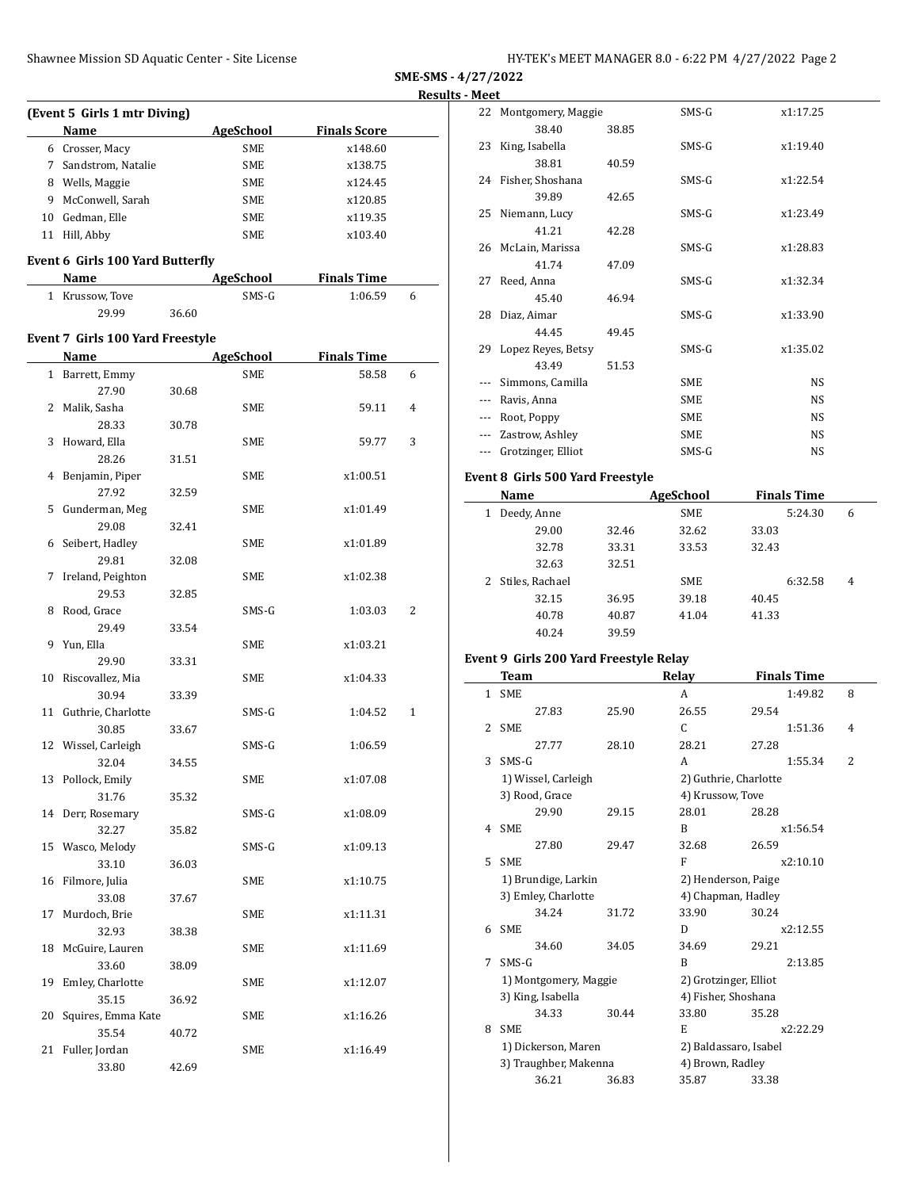**SME-SMS - 4/27/2022**

**Results - Meet**

### (Event 5 Girls 1 mtr Diving)

| | Name | AgeSchool | Finals Score |
|---|---|---|---|
| 6 | Crosser, Macy | SME | x148.60 |
| 7 | Sandstrom, Natalie | SME | x138.75 |
| 8 | Wells, Maggie | SME | x124.45 |
| 9 | McConwell, Sarah | SME | x120.85 |
| 10 | Gedman, Elle | SME | x119.35 |
| 11 | Hill, Abby | SME | x103.40 |

### Event 6 Girls 100 Yard Butterfly

| | Name | | AgeSchool | Finals Time | |
|---|---|---|---|---|---|
| 1 | Krussow, Tove | | SMS-G | 1:06.59 | 6 |
| | 29.99 | 36.60 | | | |

### Event 7 Girls 100 Yard Freestyle

| | Name | | AgeSchool | Finals Time | |
|---|---|---|---|---|---|
| 1 | Barrett, Emmy | | SME | 58.58 | 6 |
| | 27.90 | 30.68 | | | |
| 2 | Malik, Sasha | | SME | 59.11 | 4 |
| | 28.33 | 30.78 | | | |
| 3 | Howard, Ella | | SME | 59.77 | 3 |
| | 28.26 | 31.51 | | | |
| 4 | Benjamin, Piper | | SME | x1:00.51 | |
| | 27.92 | 32.59 | | | |
| 5 | Gunderman, Meg | | SME | x1:01.49 | |
| | 29.08 | 32.41 | | | |
| 6 | Seibert, Hadley | | SME | x1:01.89 | |
| | 29.81 | 32.08 | | | |
| 7 | Ireland, Peighton | | SME | x1:02.38 | |
| | 29.53 | 32.85 | | | |
| 8 | Rood, Grace | | SMS-G | 1:03.03 | 2 |
| | 29.49 | 33.54 | | | |
| 9 | Yun, Ella | | SME | x1:03.21 | |
| | 29.90 | 33.31 | | | |
| 10 | Riscovallez, Mia | | SME | x1:04.33 | |
| | 30.94 | 33.39 | | | |
| 11 | Guthrie, Charlotte | | SMS-G | 1:04.52 | 1 |
| | 30.85 | 33.67 | | | |
| 12 | Wissel, Carleigh | | SMS-G | 1:06.59 | |
| | 32.04 | 34.55 | | | |
| 13 | Pollock, Emily | | SME | x1:07.08 | |
| | 31.76 | 35.32 | | | |
| 14 | Derr, Rosemary | | SMS-G | x1:08.09 | |
| | 32.27 | 35.82 | | | |
| 15 | Wasco, Melody | | SMS-G | x1:09.13 | |
| | 33.10 | 36.03 | | | |
| 16 | Filmore, Julia | | SME | x1:10.75 | |
| | 33.08 | 37.67 | | | |
| 17 | Murdoch, Brie | | SME | x1:11.31 | |
| | 32.93 | 38.38 | | | |
| 18 | McGuire, Lauren | | SME | x1:11.69 | |
| | 33.60 | 38.09 | | | |
| 19 | Emley, Charlotte | | SME | x1:12.07 | |
| | 35.15 | 36.92 | | | |
| 20 | Squires, Emma Kate | | SME | x1:16.26 | |
| | 35.54 | 40.72 | | | |
| 21 | Fuller, Jordan | | SME | x1:16.49 | |
| | 33.80 | 42.69 | | | |
| 22 | Montgomery, Maggie | | SMS-G | x1:17.25 | |
| | 38.40 | 38.85 | | | |
| 23 | King, Isabella | | SMS-G | x1:19.40 | |
| | 38.81 | 40.59 | | | |
| 24 | Fisher, Shoshana | | SMS-G | x1:22.54 | |
| | 39.89 | 42.65 | | | |
| 25 | Niemann, Lucy | | SMS-G | x1:23.49 | |
| | 41.21 | 42.28 | | | |
| 26 | McLain, Marissa | | SMS-G | x1:28.83 | |
| | 41.74 | 47.09 | | | |
| 27 | Reed, Anna | | SMS-G | x1:32.34 | |
| | 45.40 | 46.94 | | | |
| 28 | Diaz, Aimar | | SMS-G | x1:33.90 | |
| | 44.45 | 49.45 | | | |
| 29 | Lopez Reyes, Betsy | | SMS-G | x1:35.02 | |
| | 43.49 | 51.53 | | | |
| --- | Simmons, Camilla | | SME | NS | |
| --- | Ravis, Anna | | SME | NS | |
| --- | Root, Poppy | | SME | NS | |
| --- | Zastrow, Ashley | | SME | NS | |
| --- | Grotzinger, Elliot | | SMS-G | NS | |

### Event 8 Girls 500 Yard Freestyle

| | Name | | AgeSchool | Finals Time | |
|---|---|---|---|---|---|
| 1 | Deedy, Anne | | SME | 5:24.30 | 6 |
| | 29.00 | 32.46 | 32.62 | 33.03 | |
| | 32.78 | 33.31 | 33.53 | 32.43 | |
| | 32.63 | 32.51 | | | |
| 2 | Stiles, Rachael | | SME | 6:32.58 | 4 |
| | 32.15 | 36.95 | 39.18 | 40.45 | |
| | 40.78 | 40.87 | 41.04 | 41.33 | |
| | 40.24 | 39.59 | | | |

### Event 9 Girls 200 Yard Freestyle Relay

| | Team | | Relay | Finals Time | |
|---|---|---|---|---|---|
| 1 | SME | | A | 1:49.82 | 8 |
| | 27.83 | 25.90 | 26.55 | 29.54 | |
| 2 | SME | | C | 1:51.36 | 4 |
| | 27.77 | 28.10 | 28.21 | 27.28 | |
| 3 | SMS-G | | A | 1:55.34 | 2 |
| | 1) Wissel, Carleigh | | 2) Guthrie, Charlotte | | |
| | 3) Rood, Grace | | 4) Krussow, Tove | | |
| | 29.90 | 29.15 | 28.01 | 28.28 | |
| 4 | SME | | B | x1:56.54 | |
| | 27.80 | 29.47 | 32.68 | 26.59 | |
| 5 | SME | | F | x2:10.10 | |
| | 1) Brundige, Larkin | | 2) Henderson, Paige | | |
| | 3) Emley, Charlotte | | 4) Chapman, Hadley | | |
| | 34.24 | 31.72 | 33.90 | 30.24 | |
| 6 | SME | | D | x2:12.55 | |
| | 34.60 | 34.05 | 34.69 | 29.21 | |
| 7 | SMS-G | | B | 2:13.85 | |
| | 1) Montgomery, Maggie | | 2) Grotzinger, Elliot | | |
| | 3) King, Isabella | | 4) Fisher, Shoshana | | |
| | 34.33 | 30.44 | 33.80 | 35.28 | |
| 8 | SME | | E | x2:22.29 | |
| | 1) Dickerson, Maren | | 2) Baldassaro, Isabel | | |
| | 3) Traughber, Makenna | | 4) Brown, Radley | | |
| | 36.21 | 36.83 | 35.87 | 33.38 | |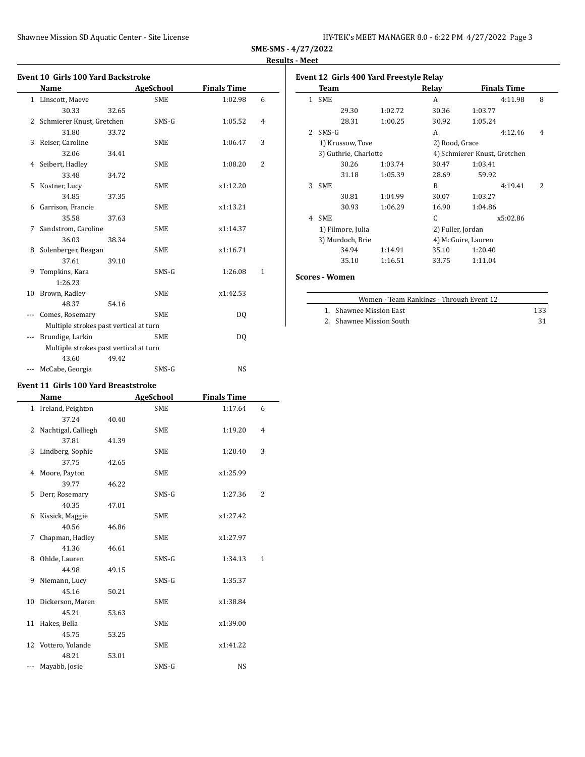**SME-SMS - 4/27/2022**

**Results - Meet**

### Event 10 Girls 100 Yard Backstroke

| | Name | AgeSchool | Finals Time | |
|---|---|---|---|---|
| 1 | Linscott, Maeve | SME | 1:02.98 | 6 |
| | 30.33 32.65 | | | |
| 2 | Schmierer Knust, Gretchen | SMS-G | 1:05.52 | 4 |
| | 31.80 33.72 | | | |
| 3 | Reiser, Caroline | SME | 1:06.47 | 3 |
| | 32.06 34.41 | | | |
| 4 | Seibert, Hadley | SME | 1:08.20 | 2 |
| | 33.48 34.72 | | | |
| 5 | Kostner, Lucy | SME | x1:12.20 | |
| | 34.85 37.35 | | | |
| 6 | Garrison, Francie | SME | x1:13.21 | |
| | 35.58 37.63 | | | |
| 7 | Sandstrom, Caroline | SME | x1:14.37 | |
| | 36.03 38.34 | | | |
| 8 | Solenberger, Reagan | SME | x1:16.71 | |
| | 37.61 39.10 | | | |
| 9 | Tompkins, Kara | SMS-G | 1:26.08 | 1 |
| | 1:26.23 | | | |
| 10 | Brown, Radley | SME | x1:42.53 | |
| | 48.37 54.16 | | | |
| --- | Comes, Rosemary | SME | DQ | |
| | Multiple strokes past vertical at turn | | | |
| --- | Brundige, Larkin | SME | DQ | |
| | Multiple strokes past vertical at turn | | | |
| | 43.60 49.42 | | | |
| --- | McCabe, Georgia | SMS-G | NS | |

### Event 11 Girls 100 Yard Breaststroke

| | Name | AgeSchool | Finals Time | |
|---|---|---|---|---|
| 1 | Ireland, Peighton | SME | 1:17.64 | 6 |
| | 37.24 40.40 | | | |
| 2 | Nachtigal, Calliegh | SME | 1:19.20 | 4 |
| | 37.81 41.39 | | | |
| 3 | Lindberg, Sophie | SME | 1:20.40 | 3 |
| | 37.75 42.65 | | | |
| 4 | Moore, Payton | SME | x1:25.99 | |
| | 39.77 46.22 | | | |
| 5 | Derr, Rosemary | SMS-G | 1:27.36 | 2 |
| | 40.35 47.01 | | | |
| 6 | Kissick, Maggie | SME | x1:27.42 | |
| | 40.56 46.86 | | | |
| 7 | Chapman, Hadley | SME | x1:27.97 | |
| | 41.36 46.61 | | | |
| 8 | Ohlde, Lauren | SMS-G | 1:34.13 | 1 |
| | 44.98 49.15 | | | |
| 9 | Niemann, Lucy | SMS-G | 1:35.37 | |
| | 45.16 50.21 | | | |
| 10 | Dickerson, Maren | SME | x1:38.84 | |
| | 45.21 53.63 | | | |
| 11 | Hakes, Bella | SME | x1:39.00 | |
| | 45.75 53.25 | | | |
| 12 | Vottero, Yolande | SME | x1:41.22 | |
| | 48.21 53.01 | | | |
| --- | Mayabb, Josie | SMS-G | NS | |

### Event 12 Girls 400 Yard Freestyle Relay

| | Team | Relay | Finals Time | |
|---|---|---|---|---|
| 1 | SME | A | 4:11.98 | 8 |
| | 29.30 1:02.72 30.36 1:03.77 | | | |
| | 28.31 1:00.25 30.92 1:05.24 | | | |
| 2 | SMS-G | A | 4:12.46 | 4 |
| | 1) Krussow, Tove 2) Rood, Grace | | | |
| | 3) Guthrie, Charlotte 4) Schmierer Knust, Gretchen | | | |
| | 30.26 1:03.74 30.47 1:03.41 | | | |
| | 31.18 1:05.39 28.69 59.92 | | | |
| 3 | SME | B | 4:19.41 | 2 |
| | 30.81 1:04.99 30.07 1:03.27 | | | |
| | 30.93 1:06.29 16.90 1:04.86 | | | |
| 4 | SME | C | x5:02.86 | |
| | 1) Filmore, Julia 2) Fuller, Jordan | | | |
| | 3) Murdoch, Brie 4) McGuire, Lauren | | | |
| | 34.94 1:14.91 35.10 1:20.40 | | | |
| | 35.10 1:16.51 33.75 1:11.04 | | | |

### Scores - Women

| Women - Team Rankings - Through Event 12 | |
|---|---|
| 1. Shawnee Mission East | 133 |
| 2. Shawnee Mission South | 31 |